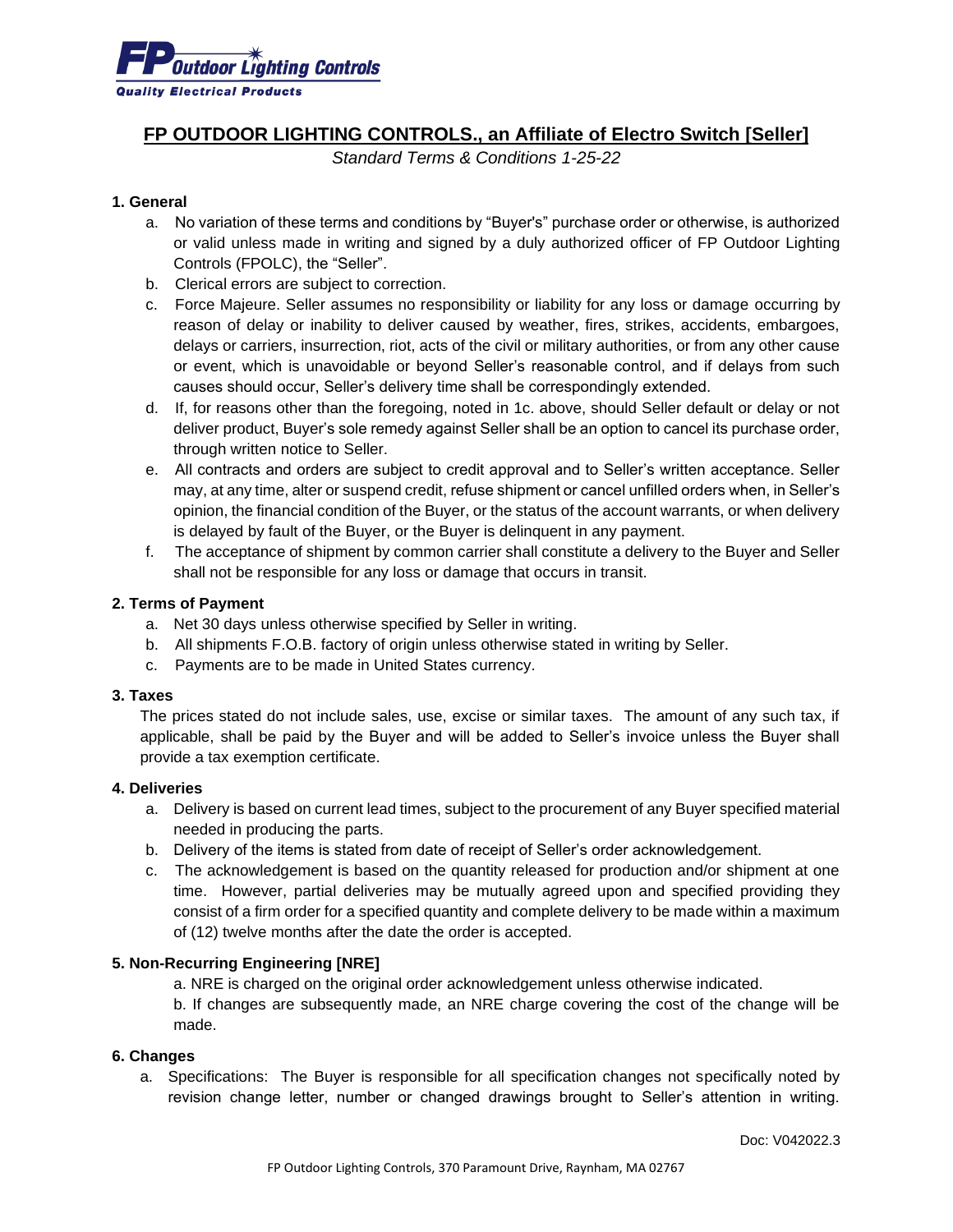# FP OUTDOOR LIGHTING CONTROLS., an Affiliate of Electro Switch [Seller]

*Standard Terms & Conditions 1-25-22*

### 1. General

a. No variation of these terms and conditions by "Buyer's" purchase order or otherwise, is authorized or valid unless made in writing and signed by a duly authorized officer of FP Outdoor Lighting Controls (FPOLC), the "Seller".

b. Clerical errors are subject to correction.

c. Force Majeure. Seller assumes no responsibility or liability for any loss or damage occurring by reason of delay or inability to deliver caused by weather, fires, strikes, accidents, embargoes, delays or carriers, insurrection, riot, acts of the civil or military authorities, or from any other cause or event, which is unavoidable or beyond Seller's reasonable control, and if delays from such causes should occur, Seller's delivery time shall be correspondingly extended.

d. If, for reasons other than the foregoing, noted in 1c. above, should Seller default or delay or not deliver product, Buyer's sole remedy against Seller shall be an option to cancel its purchase order, through written notice to Seller.

e. All contracts and orders are subject to credit approval and to Seller's written acceptance. Seller may, at any time, alter or suspend credit, refuse shipment or cancel unfilled orders when, in Seller's opinion, the financial condition of the Buyer, or the status of the account warrants, or when delivery is delayed by fault of the Buyer, or the Buyer is delinquent in any payment.

f. The acceptance of shipment by common carrier shall constitute a delivery to the Buyer and Seller shall not be responsible for any loss or damage that occurs in transit.

### 2. Terms of Payment

a. Net 30 days unless otherwise specified by Seller in writing.

b. All shipments F.O.B. factory of origin unless otherwise stated in writing by Seller.

c. Payments are to be made in United States currency.

### 3. Taxes

The prices stated do not include sales, use, excise or similar taxes. The amount of any such tax, if applicable, shall be paid by the Buyer and will be added to Seller's invoice unless the Buyer shall provide a tax exemption certificate.

### 4. Deliveries

a. Delivery is based on current lead times, subject to the procurement of any Buyer specified material needed in producing the parts.

b. Delivery of the items is stated from date of receipt of Seller's order acknowledgement.

c. The acknowledgement is based on the quantity released for production and/or shipment at one time. However, partial deliveries may be mutually agreed upon and specified providing they consist of a firm order for a specified quantity and complete delivery to be made within a maximum of (12) twelve months after the date the order is accepted.

### 5. Non-Recurring Engineering [NRE]

a. NRE is charged on the original order acknowledgement unless otherwise indicated.

b. If changes are subsequently made, an NRE charge covering the cost of the change will be made.

### 6. Changes

a. Specifications: The Buyer is responsible for all specification changes not specifically noted by revision change letter, number or changed drawings brought to Seller's attention in writing.

Doc: V042022.3

FP Outdoor Lighting Controls, 370 Paramount Drive, Raynham, MA 02767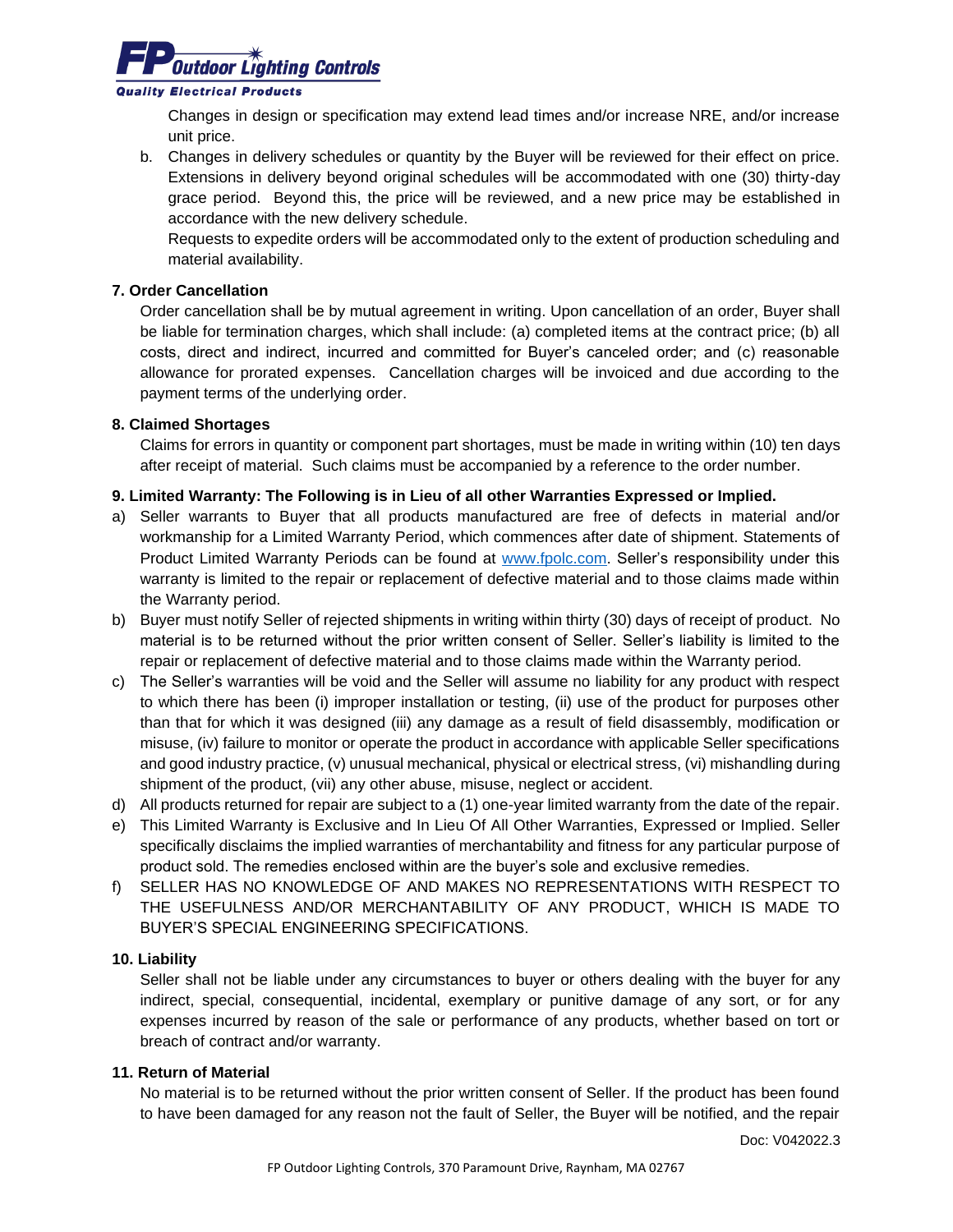Changes in design or specification may extend lead times and/or increase NRE, and/or increase unit price.

b. Changes in delivery schedules or quantity by the Buyer will be reviewed for their effect on price. Extensions in delivery beyond original schedules will be accommodated with one (30) thirty-day grace period. Beyond this, the price will be reviewed, and a new price may be established in accordance with the new delivery schedule.

   Requests to expedite orders will be accommodated only to the extent of production scheduling and material availability.

**7. Order Cancellation**

Order cancellation shall be by mutual agreement in writing. Upon cancellation of an order, Buyer shall be liable for termination charges, which shall include: (a) completed items at the contract price; (b) all costs, direct and indirect, incurred and committed for Buyer's canceled order; and (c) reasonable allowance for prorated expenses. Cancellation charges will be invoiced and due according to the payment terms of the underlying order.

**8. Claimed Shortages**

Claims for errors in quantity or component part shortages, must be made in writing within (10) ten days after receipt of material. Such claims must be accompanied by a reference to the order number.

**9. Limited Warranty: The Following is in Lieu of all other Warranties Expressed or Implied.**

a) Seller warrants to Buyer that all products manufactured are free of defects in material and/or workmanship for a Limited Warranty Period, which commences after date of shipment. Statements of Product Limited Warranty Periods can be found at www.fpolc.com. Seller's responsibility under this warranty is limited to the repair or replacement of defective material and to those claims made within the Warranty period.

b) Buyer must notify Seller of rejected shipments in writing within thirty (30) days of receipt of product. No material is to be returned without the prior written consent of Seller. Seller's liability is limited to the repair or replacement of defective material and to those claims made within the Warranty period.

c) The Seller's warranties will be void and the Seller will assume no liability for any product with respect to which there has been (i) improper installation or testing, (ii) use of the product for purposes other than that for which it was designed (iii) any damage as a result of field disassembly, modification or misuse, (iv) failure to monitor or operate the product in accordance with applicable Seller specifications and good industry practice, (v) unusual mechanical, physical or electrical stress, (vi) mishandling during shipment of the product, (vii) any other abuse, misuse, neglect or accident.

d) All products returned for repair are subject to a (1) one-year limited warranty from the date of the repair.

e) This Limited Warranty is Exclusive and In Lieu Of All Other Warranties, Expressed or Implied. Seller specifically disclaims the implied warranties of merchantability and fitness for any particular purpose of product sold. The remedies enclosed within are the buyer's sole and exclusive remedies.

f) SELLER HAS NO KNOWLEDGE OF AND MAKES NO REPRESENTATIONS WITH RESPECT TO THE USEFULNESS AND/OR MERCHANTABILITY OF ANY PRODUCT, WHICH IS MADE TO BUYER'S SPECIAL ENGINEERING SPECIFICATIONS.

**10. Liability**

Seller shall not be liable under any circumstances to buyer or others dealing with the buyer for any indirect, special, consequential, incidental, exemplary or punitive damage of any sort, or for any expenses incurred by reason of the sale or performance of any products, whether based on tort or breach of contract and/or warranty.

**11. Return of Material**

No material is to be returned without the prior written consent of Seller. If the product has been found to have been damaged for any reason not the fault of Seller, the Buyer will be notified, and the repair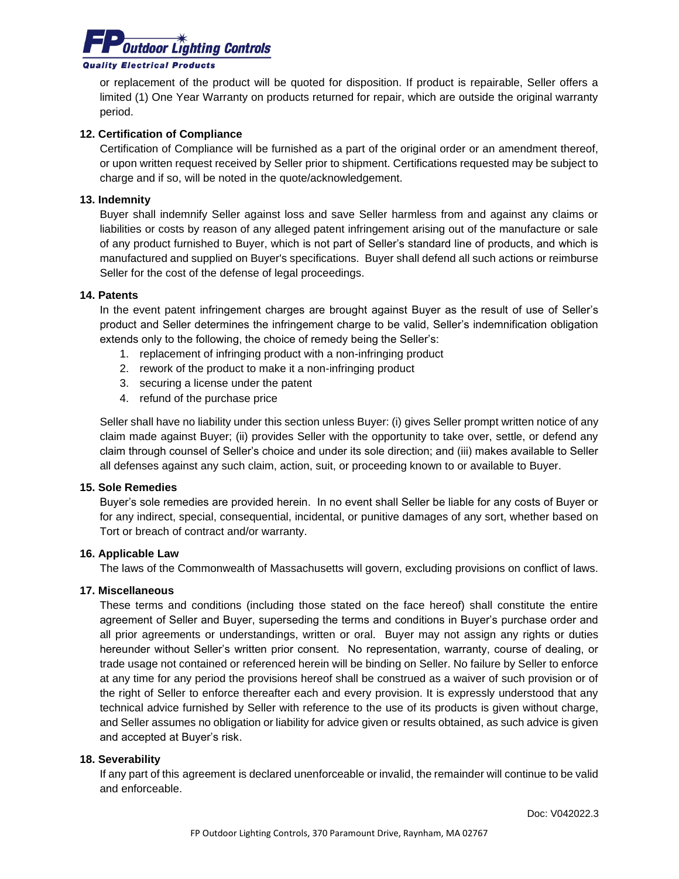or replacement of the product will be quoted for disposition. If product is repairable, Seller offers a limited (1) One Year Warranty on products returned for repair, which are outside the original warranty period.

**12. Certification of Compliance**

Certification of Compliance will be furnished as a part of the original order or an amendment thereof, or upon written request received by Seller prior to shipment. Certifications requested may be subject to charge and if so, will be noted in the quote/acknowledgement.

**13. Indemnity**

Buyer shall indemnify Seller against loss and save Seller harmless from and against any claims or liabilities or costs by reason of any alleged patent infringement arising out of the manufacture or sale of any product furnished to Buyer, which is not part of Seller's standard line of products, and which is manufactured and supplied on Buyer's specifications. Buyer shall defend all such actions or reimburse Seller for the cost of the defense of legal proceedings.

**14. Patents**

In the event patent infringement charges are brought against Buyer as the result of use of Seller's product and Seller determines the infringement charge to be valid, Seller's indemnification obligation extends only to the following, the choice of remedy being the Seller's:

1. replacement of infringing product with a non-infringing product
2. rework of the product to make it a non-infringing product
3. securing a license under the patent
4. refund of the purchase price

Seller shall have no liability under this section unless Buyer: (i) gives Seller prompt written notice of any claim made against Buyer; (ii) provides Seller with the opportunity to take over, settle, or defend any claim through counsel of Seller's choice and under its sole direction; and (iii) makes available to Seller all defenses against any such claim, action, suit, or proceeding known to or available to Buyer.

**15. Sole Remedies**

Buyer's sole remedies are provided herein. In no event shall Seller be liable for any costs of Buyer or for any indirect, special, consequential, incidental, or punitive damages of any sort, whether based on Tort or breach of contract and/or warranty.

**16. Applicable Law**

The laws of the Commonwealth of Massachusetts will govern, excluding provisions on conflict of laws.

**17. Miscellaneous**

These terms and conditions (including those stated on the face hereof) shall constitute the entire agreement of Seller and Buyer, superseding the terms and conditions in Buyer's purchase order and all prior agreements or understandings, written or oral. Buyer may not assign any rights or duties hereunder without Seller's written prior consent. No representation, warranty, course of dealing, or trade usage not contained or referenced herein will be binding on Seller. No failure by Seller to enforce at any time for any period the provisions hereof shall be construed as a waiver of such provision or of the right of Seller to enforce thereafter each and every provision. It is expressly understood that any technical advice furnished by Seller with reference to the use of its products is given without charge, and Seller assumes no obligation or liability for advice given or results obtained, as such advice is given and accepted at Buyer's risk.

**18. Severability**

If any part of this agreement is declared unenforceable or invalid, the remainder will continue to be valid and enforceable.

Doc: V042022.3